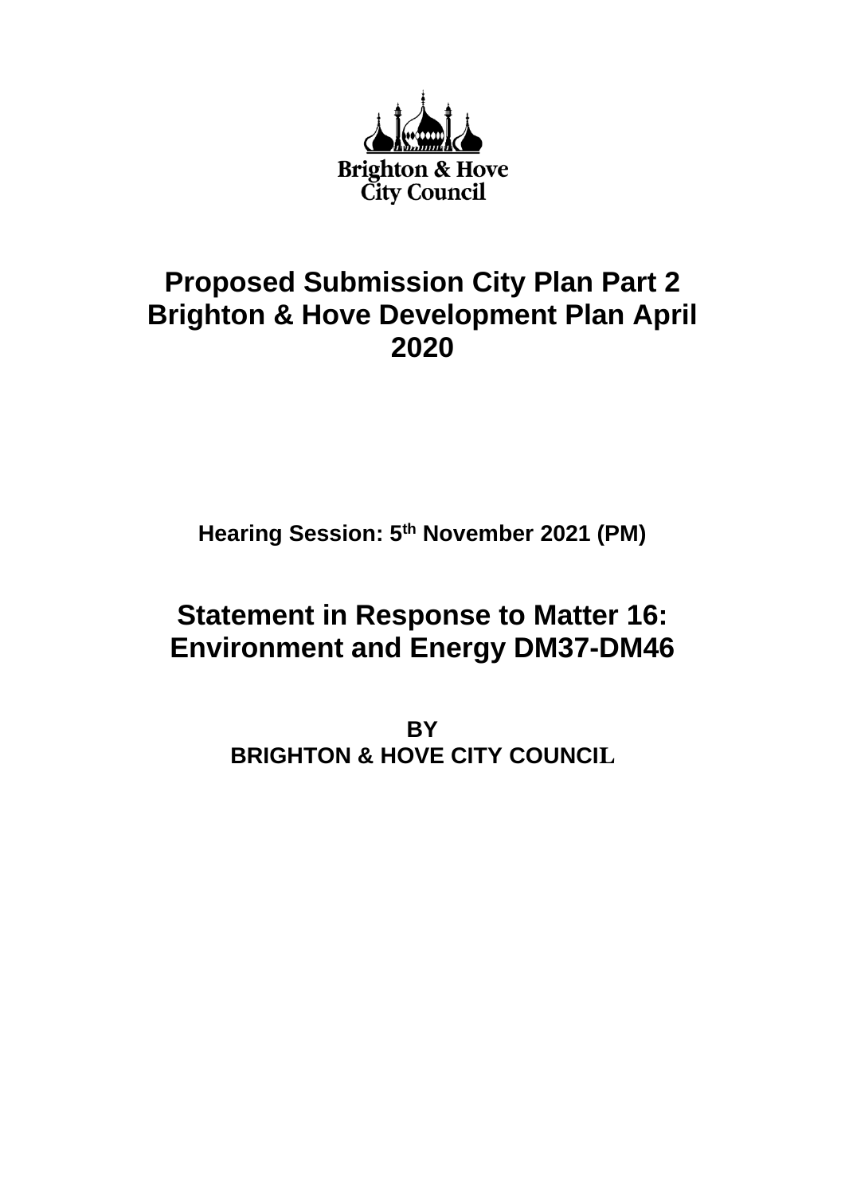Brighton & Hove City Council

# Proposed Submission City Plan Part 2 Brighton & Hove Development Plan April 2020

**Hearing Session: 5th November 2021 (PM)**

## Statement in Response to Matter 16: Environment and Energy DM37-DM46

**BY**
**BRIGHTON & HOVE CITY COUNCIL**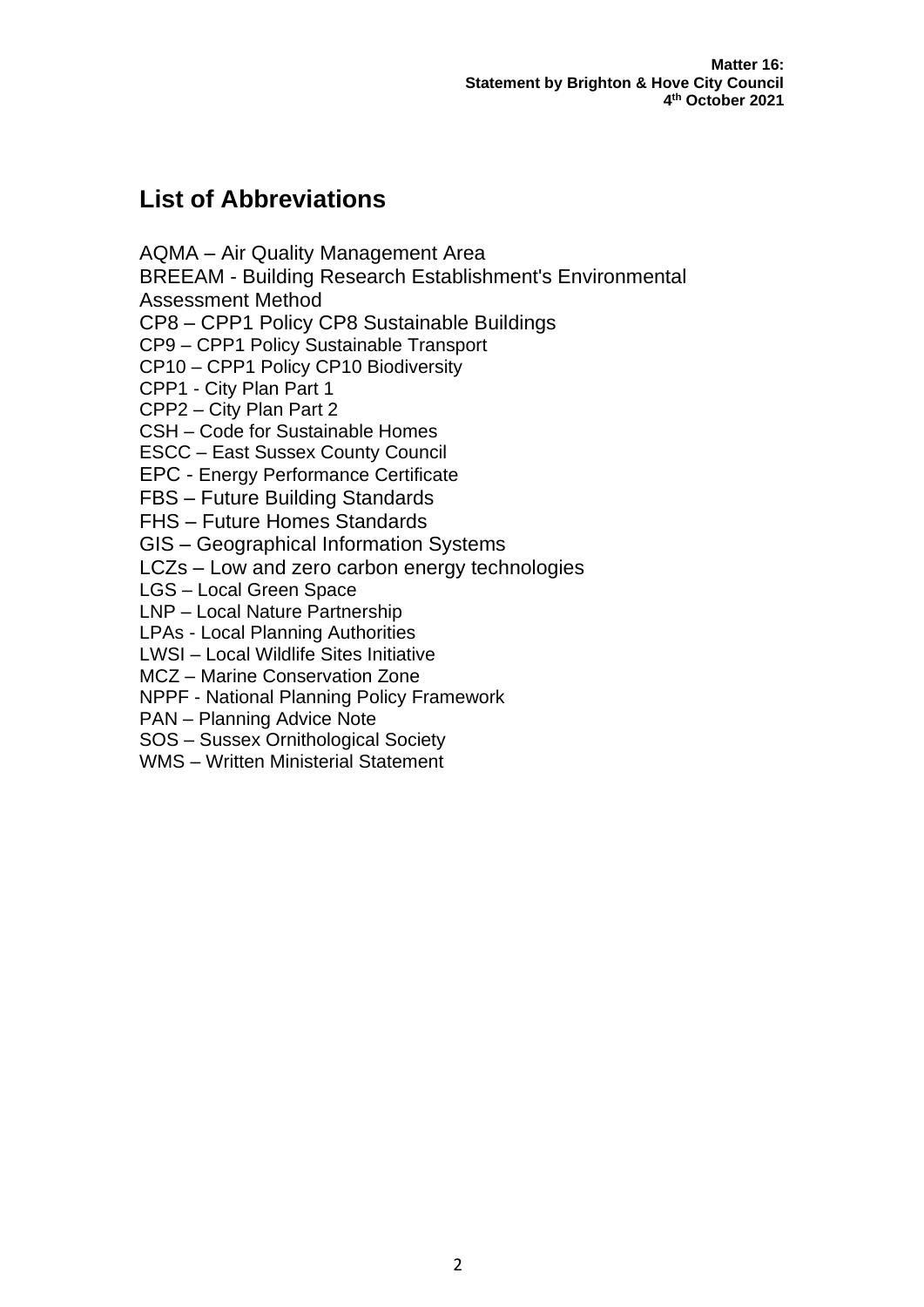## List of Abbreviations

AQMA – Air Quality Management Area
BREEAM - Building Research Establishment's Environmental Assessment Method
CP8 – CPP1 Policy CP8 Sustainable Buildings
CP9 – CPP1 Policy Sustainable Transport
CP10 – CPP1 Policy CP10 Biodiversity
CPP1 - City Plan Part 1
CPP2 – City Plan Part 2
CSH – Code for Sustainable Homes
ESCC – East Sussex County Council
EPC - Energy Performance Certificate
FBS – Future Building Standards
FHS – Future Homes Standards
GIS – Geographical Information Systems
LCZs – Low and zero carbon energy technologies
LGS – Local Green Space
LNP – Local Nature Partnership
LPAs - Local Planning Authorities
LWSI – Local Wildlife Sites Initiative
MCZ – Marine Conservation Zone
NPPF - National Planning Policy Framework
PAN – Planning Advice Note
SOS – Sussex Ornithological Society
WMS – Written Ministerial Statement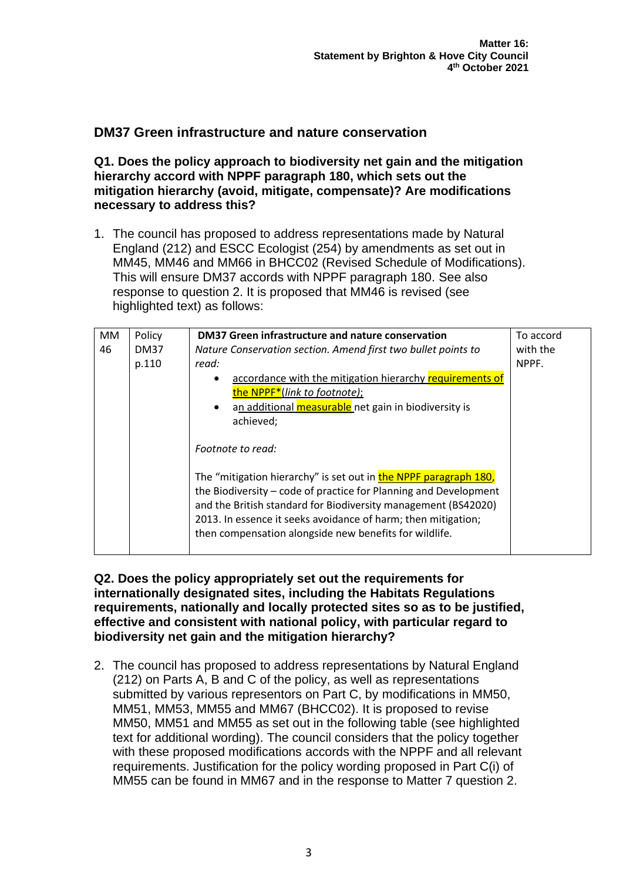## DM37 Green infrastructure and nature conservation

**Q1. Does the policy approach to biodiversity net gain and the mitigation hierarchy accord with NPPF paragraph 180, which sets out the mitigation hierarchy (avoid, mitigate, compensate)? Are modifications necessary to address this?**

1. The council has proposed to address representations made by Natural England (212) and ESCC Ecologist (254) by amendments as set out in MM45, MM46 and MM66 in BHCC02 (Revised Schedule of Modifications). This will ensure DM37 accords with NPPF paragraph 180. See also response to question 2. It is proposed that MM46 is revised (see highlighted text) as follows:

| MM 46 | Policy DM37 p.110 | **DM37 Green infrastructure and nature conservation**<br>*Nature Conservation section. Amend first two bullet points to read:*<br>• accordance with the mitigation hierarchy requirements of the NPPF*(*link to footnote*);<br>• an additional measurable net gain in biodiversity is achieved;<br><br>*Footnote to read:*<br><br>The "mitigation hierarchy" is set out in the NPPF paragraph 180, the Biodiversity – code of practice for Planning and Development and the British standard for Biodiversity management (BS42020) 2013. In essence it seeks avoidance of harm; then mitigation; then compensation alongside new benefits for wildlife. | To accord with the NPPF. |
|---|---|---|---|

**Q2. Does the policy appropriately set out the requirements for internationally designated sites, including the Habitats Regulations requirements, nationally and locally protected sites so as to be justified, effective and consistent with national policy, with particular regard to biodiversity net gain and the mitigation hierarchy?**

2. The council has proposed to address representations by Natural England (212) on Parts A, B and C of the policy, as well as representations submitted by various representors on Part C, by modifications in MM50, MM51, MM53, MM55 and MM67 (BHCC02). It is proposed to revise MM50, MM51 and MM55 as set out in the following table (see highlighted text for additional wording). The council considers that the policy together with these proposed modifications accords with the NPPF and all relevant requirements. Justification for the policy wording proposed in Part C(i) of MM55 can be found in MM67 and in the response to Matter 7 question 2.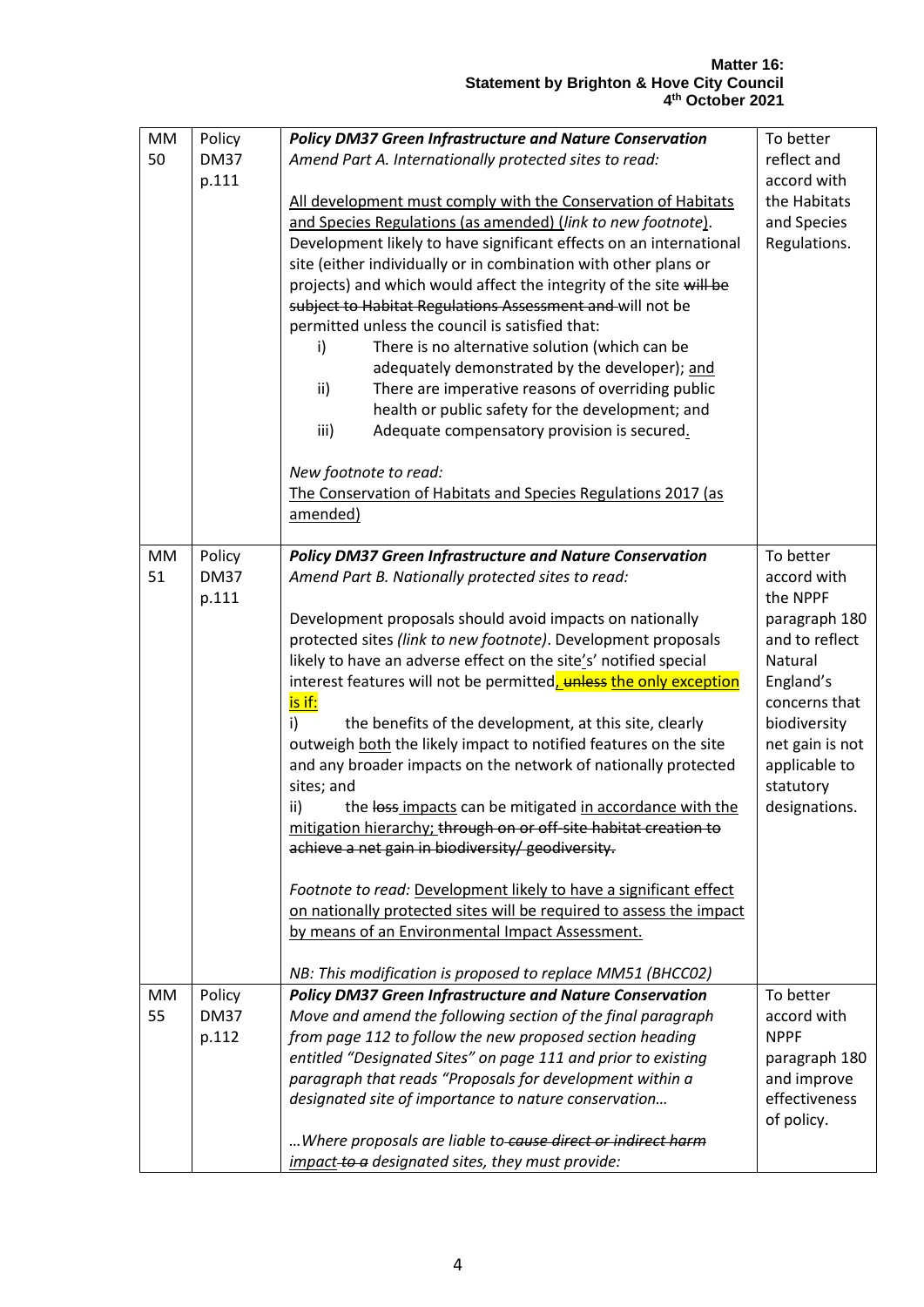| MM 50 | Policy DM37 p.111 | ***Policy DM37 Green Infrastructure and Nature Conservation***<br>*Amend Part A. Internationally protected sites to read:*<br><br><u>All development must comply with the Conservation of Habitats and Species Regulations (as amended) (*link to new footnote*)</u>. Development likely to have significant effects on an international site (either individually or in combination with other plans or projects) and which would affect the integrity of the site ~~will be subject to Habitat Regulations Assessment and~~ will not be permitted unless the council is satisfied that:<br>i) There is no alternative solution (which can be adequately demonstrated by the developer); <u>and</u><br>ii) There are imperative reasons of overriding public health or public safety for the development; and<br>iii) Adequate compensatory provision is secured<u>.</u><br><br>*New footnote to read:*<br><u>The Conservation of Habitats and Species Regulations 2017 (as amended)</u> | To better reflect and accord with the Habitats and Species Regulations. |
|---|---|---|---|
| MM 51 | Policy DM37 p.111 | ***Policy DM37 Green Infrastructure and Nature Conservation***<br>*Amend Part B. Nationally protected sites to read:*<br><br>Development proposals should avoid impacts on nationally protected sites *(link to new footnote)*. Development proposals likely to have an adverse effect on the site<u>'</u>s' notified special interest features will not be permitted<u>,</u> ~~unless~~ <u>the only exception is if:</u><br>i) the benefits of the development, at this site, clearly outweigh <u>both</u> the likely impact to notified features on the site and any broader impacts on the network of nationally protected sites; and<br>ii) the ~~loss~~ <u>impacts</u> can be mitigated <u>in accordance with the mitigation hierarchy;</u> ~~through on or off-site habitat creation to achieve a net gain in biodiversity/ geodiversity.~~<br><br>*Footnote to read:* <u>Development likely to have a significant effect on nationally protected sites will be required to assess the impact by means of an Environmental Impact Assessment.</u><br><br>*NB: This modification is proposed to replace MM51 (BHCC02)* | To better accord with the NPPF paragraph 180 and to reflect Natural England's concerns that biodiversity net gain is not applicable to statutory designations. |
| MM 55 | Policy DM37 p.112 | ***Policy DM37 Green Infrastructure and Nature Conservation***<br>*Move and amend the following section of the final paragraph from page 112 to follow the new proposed section heading entitled "Designated Sites" on page 111 and prior to existing paragraph that reads "Proposals for development within a designated site of importance to nature conservation…*<br><br>*…Where proposals are liable to ~~cause direct or indirect harm~~ <u>impact</u> ~~to a~~ designated sites, they must provide:* | To better accord with the NPPF paragraph 180 and improve effectiveness of policy. |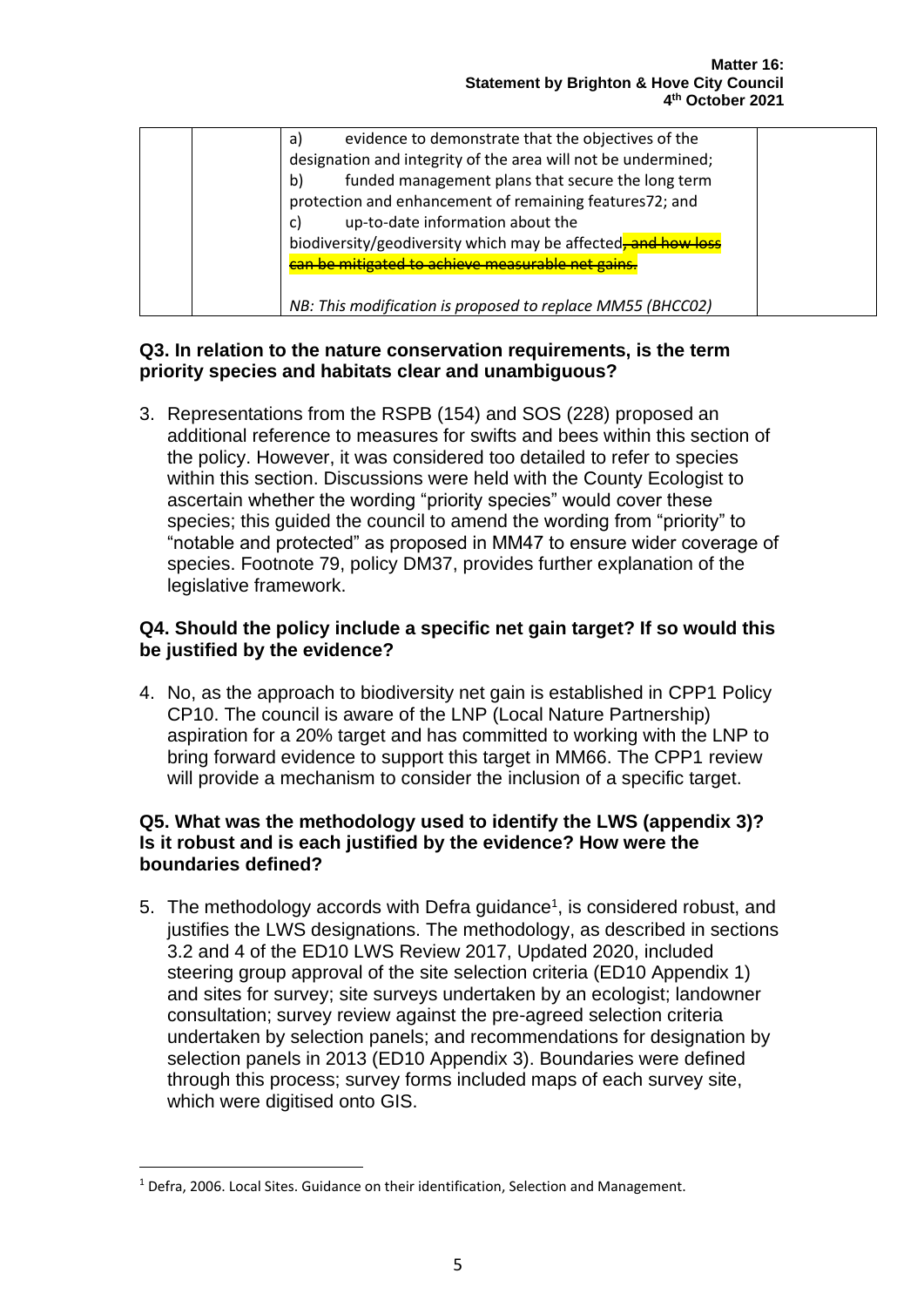| | | a) evidence to demonstrate that the objectives of the designation and integrity of the area will not be undermined;<br>b) funded management plans that secure the long term protection and enhancement of remaining features72; and<br>c) up-to-date information about the biodiversity/geodiversity which may be affected~~, and how loss can be mitigated to achieve measurable net gains.~~<br><br>*NB: This modification is proposed to replace MM55 (BHCC02)* | |
|---|---|---|---|

### Q3. In relation to the nature conservation requirements, is the term priority species and habitats clear and unambiguous?

3. Representations from the RSPB (154) and SOS (228) proposed an additional reference to measures for swifts and bees within this section of the policy. However, it was considered too detailed to refer to species within this section. Discussions were held with the County Ecologist to ascertain whether the wording "priority species" would cover these species; this guided the council to amend the wording from "priority" to "notable and protected" as proposed in MM47 to ensure wider coverage of species. Footnote 79, policy DM37, provides further explanation of the legislative framework.

### Q4. Should the policy include a specific net gain target? If so would this be justified by the evidence?

4. No, as the approach to biodiversity net gain is established in CPP1 Policy CP10. The council is aware of the LNP (Local Nature Partnership) aspiration for a 20% target and has committed to working with the LNP to bring forward evidence to support this target in MM66. The CPP1 review will provide a mechanism to consider the inclusion of a specific target.

### Q5. What was the methodology used to identify the LWS (appendix 3)? Is it robust and is each justified by the evidence? How were the boundaries defined?

5. The methodology accords with Defra guidance[1], is considered robust, and justifies the LWS designations. The methodology, as described in sections 3.2 and 4 of the ED10 LWS Review 2017, Updated 2020, included steering group approval of the site selection criteria (ED10 Appendix 1) and sites for survey; site surveys undertaken by an ecologist; landowner consultation; survey review against the pre-agreed selection criteria undertaken by selection panels; and recommendations for designation by selection panels in 2013 (ED10 Appendix 3). Boundaries were defined through this process; survey forms included maps of each survey site, which were digitised onto GIS.

---

[1] Defra, 2006. Local Sites. Guidance on their identification, Selection and Management.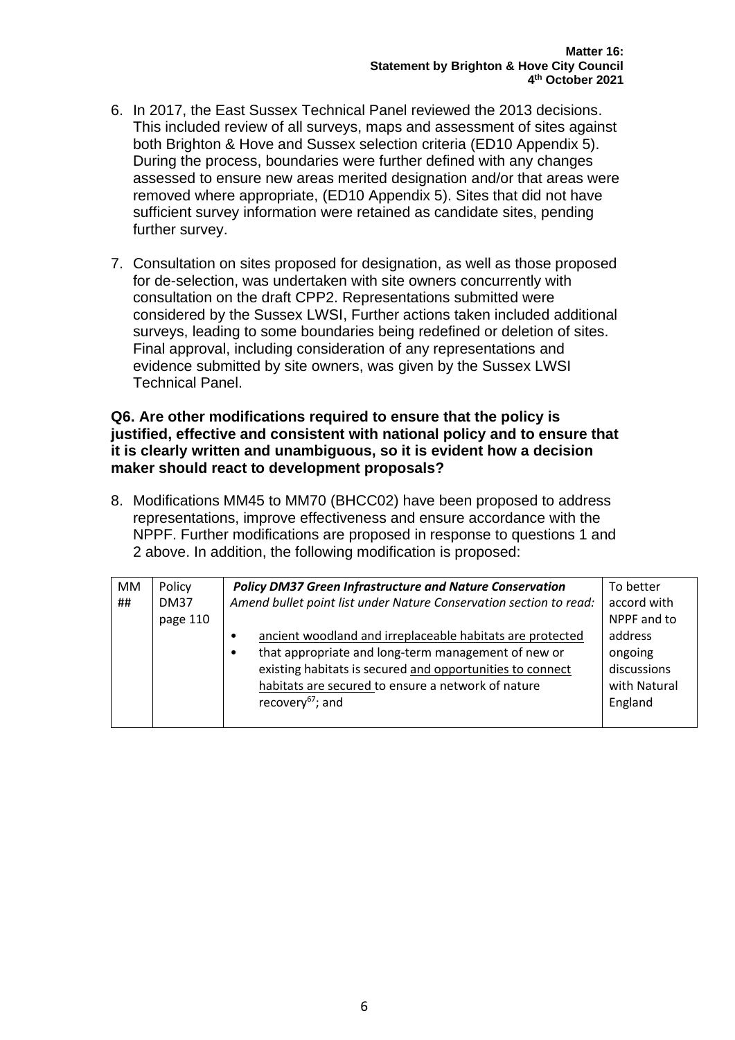6. In 2017, the East Sussex Technical Panel reviewed the 2013 decisions. This included review of all surveys, maps and assessment of sites against both Brighton & Hove and Sussex selection criteria (ED10 Appendix 5). During the process, boundaries were further defined with any changes assessed to ensure new areas merited designation and/or that areas were removed where appropriate, (ED10 Appendix 5). Sites that did not have sufficient survey information were retained as candidate sites, pending further survey.

7. Consultation on sites proposed for designation, as well as those proposed for de-selection, was undertaken with site owners concurrently with consultation on the draft CPP2. Representations submitted were considered by the Sussex LWSI, Further actions taken included additional surveys, leading to some boundaries being redefined or deletion of sites. Final approval, including consideration of any representations and evidence submitted by site owners, was given by the Sussex LWSI Technical Panel.

**Q6. Are other modifications required to ensure that the policy is justified, effective and consistent with national policy and to ensure that it is clearly written and unambiguous, so it is evident how a decision maker should react to development proposals?**

8. Modifications MM45 to MM70 (BHCC02) have been proposed to address representations, improve effectiveness and ensure accordance with the NPPF. Further modifications are proposed in response to questions 1 and 2 above. In addition, the following modification is proposed:

| MM ## | Policy DM37 page 110 | ***Policy DM37 Green Infrastructure and Nature Conservation*** <br> *Amend bullet point list under Nature Conservation section to read:* <br> • ancient woodland and irreplaceable habitats are protected <br> • that appropriate and long-term management of new or existing habitats is secured and opportunities to connect habitats are secured to ensure a network of nature recovery[67]; and | To better accord with NPPF and to address ongoing discussions with Natural England |
|---|---|---|---|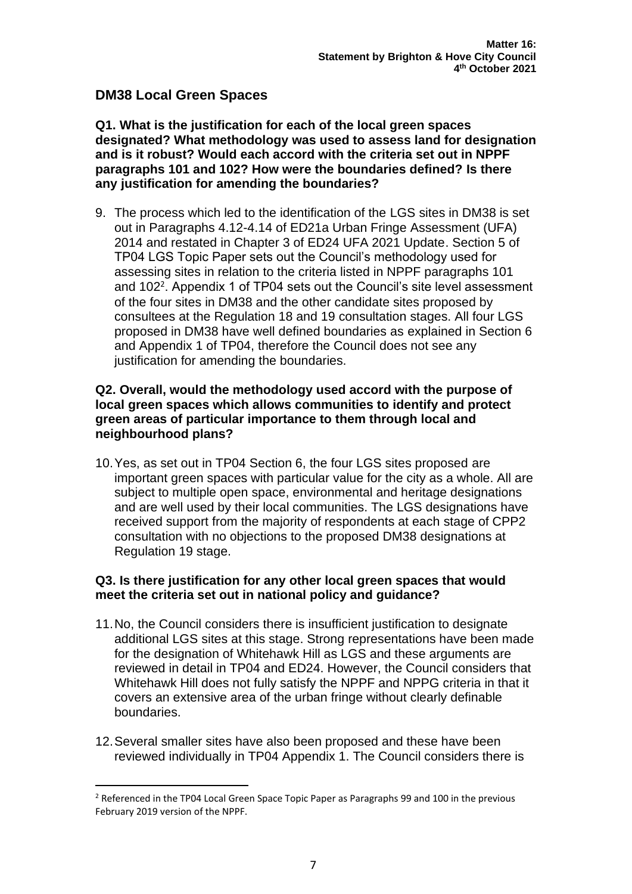## DM38 Local Green Spaces

**Q1. What is the justification for each of the local green spaces designated? What methodology was used to assess land for designation and is it robust? Would each accord with the criteria set out in NPPF paragraphs 101 and 102? How were the boundaries defined? Is there any justification for amending the boundaries?**

9. The process which led to the identification of the LGS sites in DM38 is set out in Paragraphs 4.12-4.14 of ED21a Urban Fringe Assessment (UFA) 2014 and restated in Chapter 3 of ED24 UFA 2021 Update. Section 5 of TP04 LGS Topic Paper sets out the Council's methodology used for assessing sites in relation to the criteria listed in NPPF paragraphs 101 and 102[2]. Appendix 1 of TP04 sets out the Council's site level assessment of the four sites in DM38 and the other candidate sites proposed by consultees at the Regulation 18 and 19 consultation stages. All four LGS proposed in DM38 have well defined boundaries as explained in Section 6 and Appendix 1 of TP04, therefore the Council does not see any justification for amending the boundaries.

**Q2. Overall, would the methodology used accord with the purpose of local green spaces which allows communities to identify and protect green areas of particular importance to them through local and neighbourhood plans?**

10. Yes, as set out in TP04 Section 6, the four LGS sites proposed are important green spaces with particular value for the city as a whole. All are subject to multiple open space, environmental and heritage designations and are well used by their local communities. The LGS designations have received support from the majority of respondents at each stage of CPP2 consultation with no objections to the proposed DM38 designations at Regulation 19 stage.

**Q3. Is there justification for any other local green spaces that would meet the criteria set out in national policy and guidance?**

11. No, the Council considers there is insufficient justification to designate additional LGS sites at this stage. Strong representations have been made for the designation of Whitehawk Hill as LGS and these arguments are reviewed in detail in TP04 and ED24. However, the Council considers that Whitehawk Hill does not fully satisfy the NPPF and NPPG criteria in that it covers an extensive area of the urban fringe without clearly definable boundaries.

12. Several smaller sites have also been proposed and these have been reviewed individually in TP04 Appendix 1. The Council considers there is

---

[2] Referenced in the TP04 Local Green Space Topic Paper as Paragraphs 99 and 100 in the previous February 2019 version of the NPPF.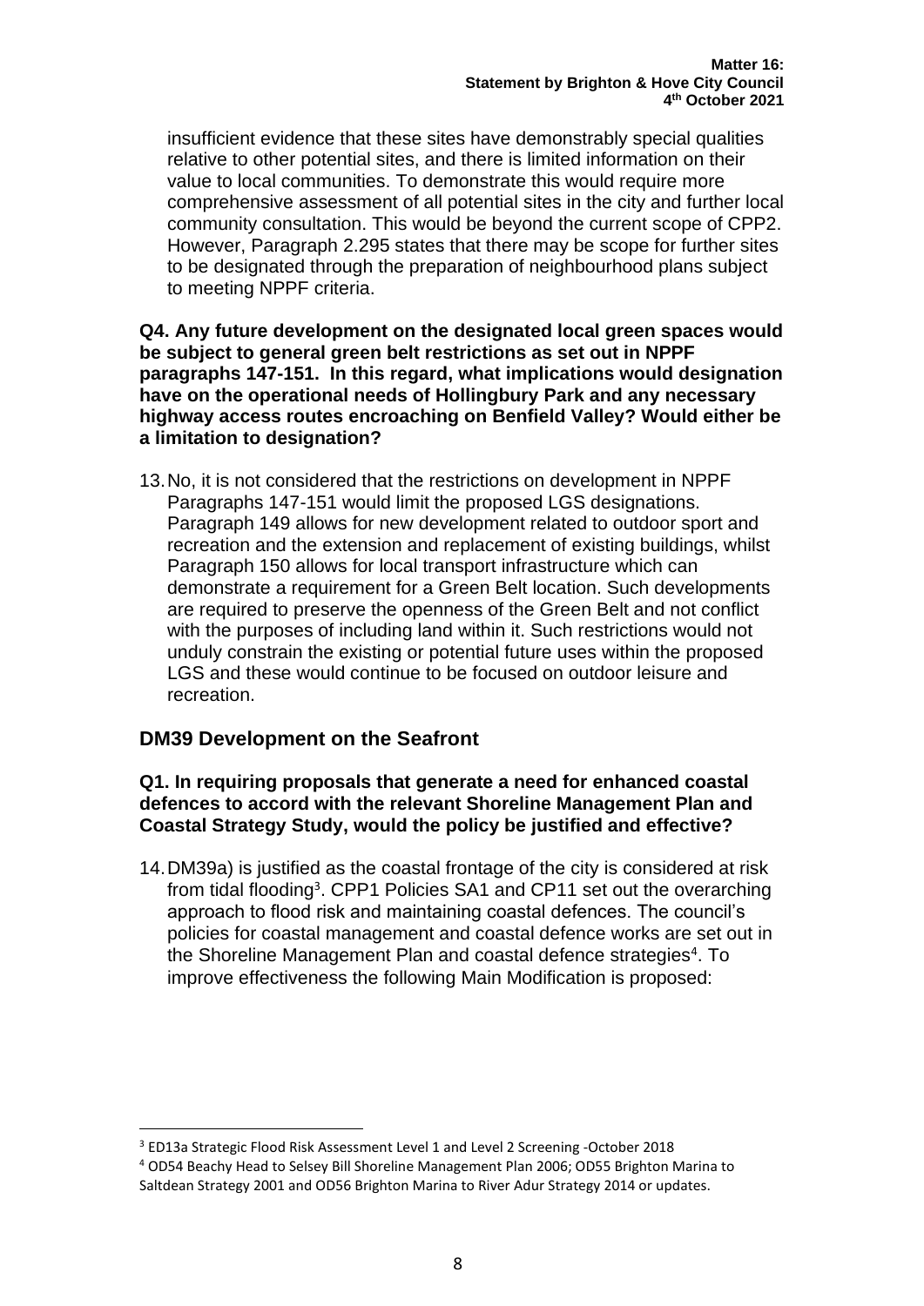insufficient evidence that these sites have demonstrably special qualities relative to other potential sites, and there is limited information on their value to local communities. To demonstrate this would require more comprehensive assessment of all potential sites in the city and further local community consultation. This would be beyond the current scope of CPP2. However, Paragraph 2.295 states that there may be scope for further sites to be designated through the preparation of neighbourhood plans subject to meeting NPPF criteria.

**Q4. Any future development on the designated local green spaces would be subject to general green belt restrictions as set out in NPPF paragraphs 147-151. In this regard, what implications would designation have on the operational needs of Hollingbury Park and any necessary highway access routes encroaching on Benfield Valley? Would either be a limitation to designation?**

13. No, it is not considered that the restrictions on development in NPPF Paragraphs 147-151 would limit the proposed LGS designations. Paragraph 149 allows for new development related to outdoor sport and recreation and the extension and replacement of existing buildings, whilst Paragraph 150 allows for local transport infrastructure which can demonstrate a requirement for a Green Belt location. Such developments are required to preserve the openness of the Green Belt and not conflict with the purposes of including land within it. Such restrictions would not unduly constrain the existing or potential future uses within the proposed LGS and these would continue to be focused on outdoor leisure and recreation.

## DM39 Development on the Seafront

**Q1. In requiring proposals that generate a need for enhanced coastal defences to accord with the relevant Shoreline Management Plan and Coastal Strategy Study, would the policy be justified and effective?**

14. DM39a) is justified as the coastal frontage of the city is considered at risk from tidal flooding[3]. CPP1 Policies SA1 and CP11 set out the overarching approach to flood risk and maintaining coastal defences. The council's policies for coastal management and coastal defence works are set out in the Shoreline Management Plan and coastal defence strategies[4]. To improve effectiveness the following Main Modification is proposed:

---

[3] ED13a Strategic Flood Risk Assessment Level 1 and Level 2 Screening -October 2018

[4] OD54 Beachy Head to Selsey Bill Shoreline Management Plan 2006; OD55 Brighton Marina to Saltdean Strategy 2001 and OD56 Brighton Marina to River Adur Strategy 2014 or updates.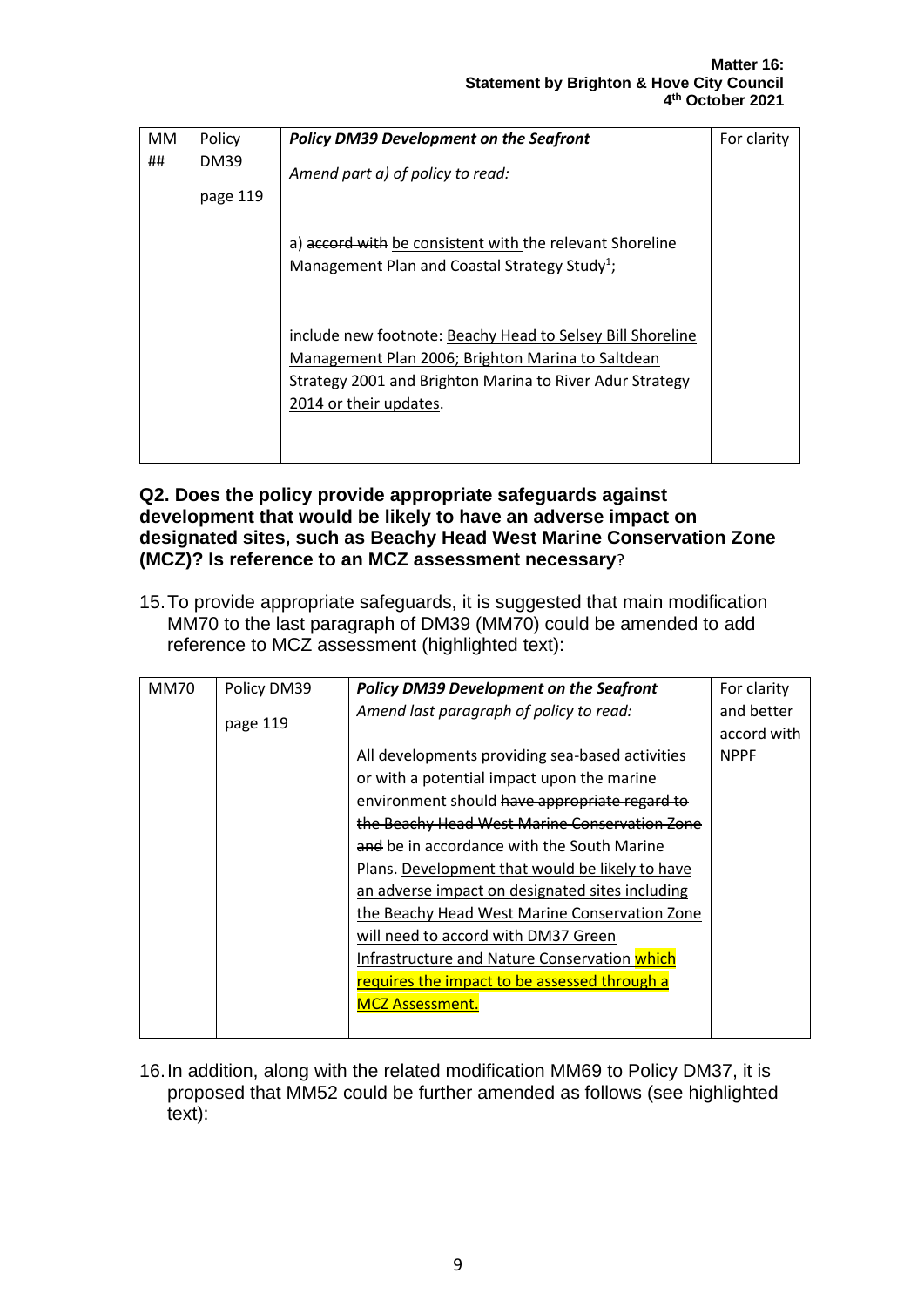| MM ## | Policy DM39 page 119 | ***Policy DM39 Development on the Seafront*** <br> *Amend part a) of policy to read:* <br><br> a) ~~accord with~~ <u>be consistent with</u> the relevant Shoreline Management Plan and Coastal Strategy Study[1]; <br><br> include new footnote: <u>Beachy Head to Selsey Bill Shoreline Management Plan 2006; Brighton Marina to Saltdean Strategy 2001 and Brighton Marina to River Adur Strategy 2014 or their updates</u>. | For clarity |
|---|---|---|---|

**Q2. Does the policy provide appropriate safeguards against development that would be likely to have an adverse impact on designated sites, such as Beachy Head West Marine Conservation Zone (MCZ)? Is reference to an MCZ assessment necessary?**

15. To provide appropriate safeguards, it is suggested that main modification MM70 to the last paragraph of DM39 (MM70) could be amended to add reference to MCZ assessment (highlighted text):

| MM70 | Policy DM39 page 119 | ***Policy DM39 Development on the Seafront*** <br> *Amend last paragraph of policy to read:* <br><br> All developments providing sea-based activities or with a potential impact upon the marine environment should ~~have appropriate regard to the Beachy Head West Marine Conservation Zone and~~ be in accordance with the South Marine Plans. <u>Development that would be likely to have an adverse impact on designated sites including the Beachy Head West Marine Conservation Zone will need to accord with DM37 Green Infrastructure and Nature Conservation</u> <mark><u>which requires the impact to be assessed through a MCZ Assessment.</u></mark> | For clarity and better accord with NPPF |
|---|---|---|---|

16. In addition, along with the related modification MM69 to Policy DM37, it is proposed that MM52 could be further amended as follows (see highlighted text):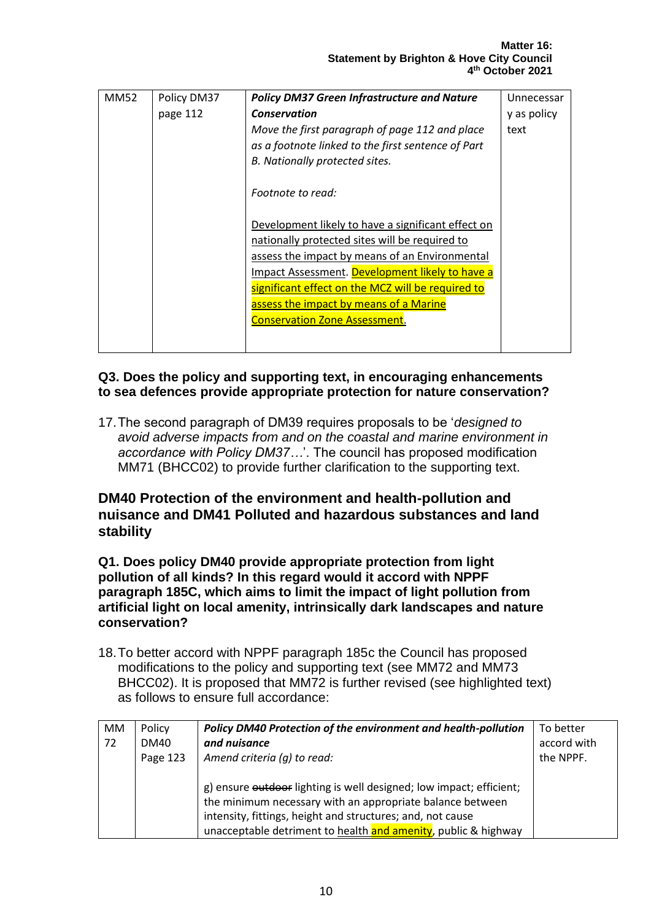| MM52 | Policy DM37 page 112 | ***Policy DM37 Green Infrastructure and Nature Conservation***<br>*Move the first paragraph of page 112 and place as a footnote linked to the first sentence of Part B. Nationally protected sites.*<br><br>*Footnote to read:*<br><br><u>Development likely to have a significant effect on nationally protected sites will be required to assess the impact by means of an Environmental Impact Assessment</u>. <u>Development likely to have a significant effect on the MCZ will be required to assess the impact by means of a Marine Conservation Zone Assessment</u>. | Unnecessary as policy text |
|---|---|---|---|

### Q3. Does the policy and supporting text, in encouraging enhancements to sea defences provide appropriate protection for nature conservation?

17. The second paragraph of DM39 requires proposals to be '*designed to avoid adverse impacts from and on the coastal and marine environment in accordance with Policy DM37…*'. The council has proposed modification MM71 (BHCC02) to provide further clarification to the supporting text.

## DM40 Protection of the environment and health-pollution and nuisance and DM41 Polluted and hazardous substances and land stability

### Q1. Does policy DM40 provide appropriate protection from light pollution of all kinds? In this regard would it accord with NPPF paragraph 185C, which aims to limit the impact of light pollution from artificial light on local amenity, intrinsically dark landscapes and nature conservation?

18. To better accord with NPPF paragraph 185c the Council has proposed modifications to the policy and supporting text (see MM72 and MM73 BHCC02). It is proposed that MM72 is further revised (see highlighted text) as follows to ensure full accordance:

| MM 72 | Policy DM40 Page 123 | ***Policy DM40 Protection of the environment and health-pollution and nuisance***<br>*Amend criteria (g) to read:*<br><br>g) ensure ~~outdoor~~ lighting is well designed; low impact; efficient; the minimum necessary with an appropriate balance between intensity, fittings, height and structures; and, not cause unacceptable detriment to <u>health and amenity</u>, public & highway | To better accord with the NPPF. |
|---|---|---|---|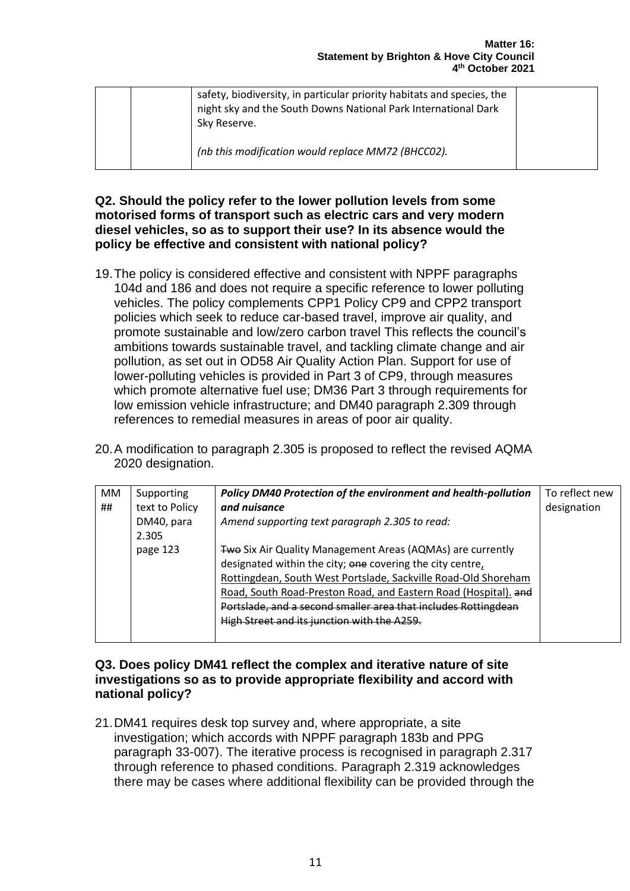| | | safety, biodiversity, in particular priority habitats and species, the night sky and the South Downs National Park International Dark Sky Reserve.<br><br>*(nb this modification would replace MM72 (BHCC02).* | |
|---|---|---|---|

**Q2. Should the policy refer to the lower pollution levels from some motorised forms of transport such as electric cars and very modern diesel vehicles, so as to support their use? In its absence would the policy be effective and consistent with national policy?**

19. The policy is considered effective and consistent with NPPF paragraphs 104d and 186 and does not require a specific reference to lower polluting vehicles. The policy complements CPP1 Policy CP9 and CPP2 transport policies which seek to reduce car-based travel, improve air quality, and promote sustainable and low/zero carbon travel This reflects the council's ambitions towards sustainable travel, and tackling climate change and air pollution, as set out in OD58 Air Quality Action Plan. Support for use of lower-polluting vehicles is provided in Part 3 of CP9, through measures which promote alternative fuel use; DM36 Part 3 through requirements for low emission vehicle infrastructure; and DM40 paragraph 2.309 through references to remedial measures in areas of poor air quality.

20. A modification to paragraph 2.305 is proposed to reflect the revised AQMA 2020 designation.

| MM ## | Supporting text to Policy DM40, para 2.305 page 123 | ***Policy DM40 Protection of the environment and health-pollution and nuisance***<br>*Amend supporting text paragraph 2.305 to read:*<br><br>~~Two~~ Six Air Quality Management Areas (AQMAs) are currently designated within the city; ~~one~~ covering the city centre, Rottingdean, South West Portslade, Sackville Road-Old Shoreham Road, South Road-Preston Road, and Eastern Road (Hospital). ~~and Portslade, and a second smaller area that includes Rottingdean High Street and its junction with the A259.~~ | To reflect new designation |
|---|---|---|---|

**Q3. Does policy DM41 reflect the complex and iterative nature of site investigations so as to provide appropriate flexibility and accord with national policy?**

21. DM41 requires desk top survey and, where appropriate, a site investigation; which accords with NPPF paragraph 183b and PPG paragraph 33-007). The iterative process is recognised in paragraph 2.317 through reference to phased conditions. Paragraph 2.319 acknowledges there may be cases where additional flexibility can be provided through the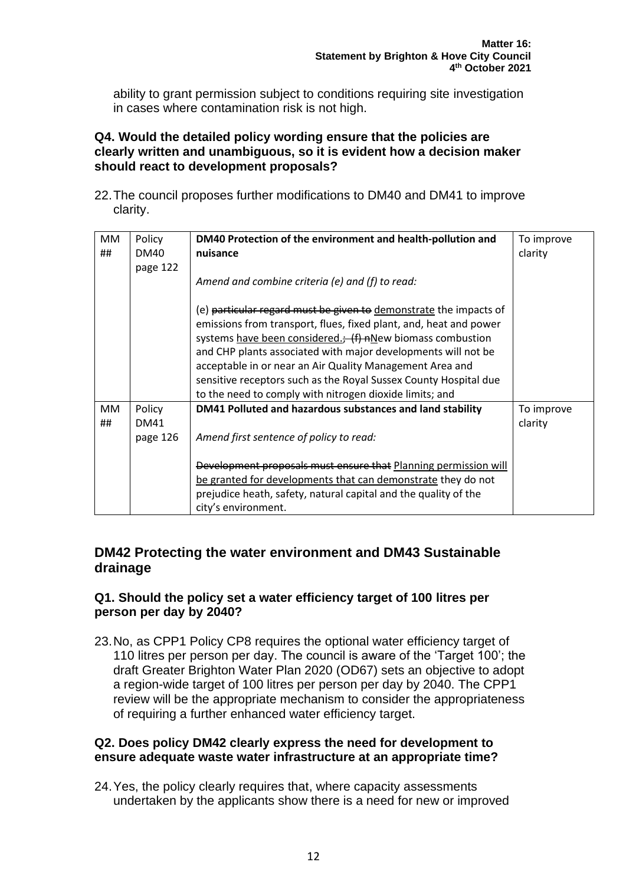ability to grant permission subject to conditions requiring site investigation in cases where contamination risk is not high.

**Q4. Would the detailed policy wording ensure that the policies are clearly written and unambiguous, so it is evident how a decision maker should react to development proposals?**

22. The council proposes further modifications to DM40 and DM41 to improve clarity.

| MM ## | Policy DM40 page 122 | **DM40 Protection of the environment and health-pollution and nuisance**<br><br>*Amend and combine criteria (e) and (f) to read:*<br><br>(e) ~~particular regard must be given to~~ <u>demonstrate</u> the impacts of emissions from transport, flues, fixed plant, and, heat and power systems <u>have been considered.</u>~~; (f) n~~<u>N</u>ew biomass combustion and CHP plants associated with major developments will not be acceptable in or near an Air Quality Management Area and sensitive receptors such as the Royal Sussex County Hospital due to the need to comply with nitrogen dioxide limits; and | To improve clarity |
|---|---|---|---|
| MM ## | Policy DM41 page 126 | **DM41 Polluted and hazardous substances and land stability**<br><br>*Amend first sentence of policy to read:*<br><br>~~Development proposals must ensure that~~ <u>Planning permission will be granted for developments that can demonstrate</u> they do not prejudice heath, safety, natural capital and the quality of the city's environment. | To improve clarity |

## DM42 Protecting the water environment and DM43 Sustainable drainage

**Q1. Should the policy set a water efficiency target of 100 litres per person per day by 2040?**

23. No, as CPP1 Policy CP8 requires the optional water efficiency target of 110 litres per person per day. The council is aware of the 'Target 100'; the draft Greater Brighton Water Plan 2020 (OD67) sets an objective to adopt a region-wide target of 100 litres per person per day by 2040. The CPP1 review will be the appropriate mechanism to consider the appropriateness of requiring a further enhanced water efficiency target.

**Q2. Does policy DM42 clearly express the need for development to ensure adequate waste water infrastructure at an appropriate time?**

24. Yes, the policy clearly requires that, where capacity assessments undertaken by the applicants show there is a need for new or improved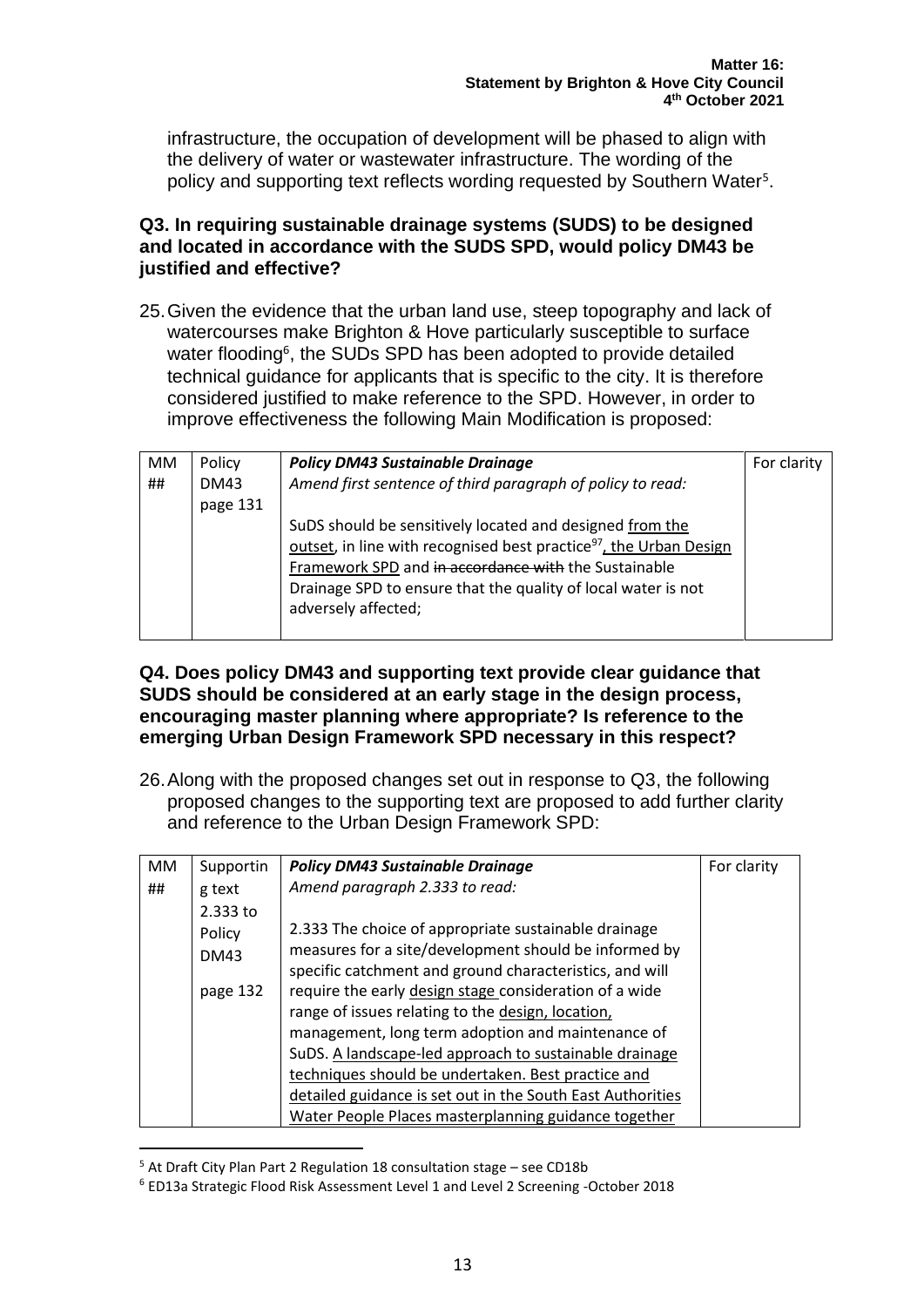infrastructure, the occupation of development will be phased to align with the delivery of water or wastewater infrastructure. The wording of the policy and supporting text reflects wording requested by Southern Water[5].

**Q3. In requiring sustainable drainage systems (SUDS) to be designed and located in accordance with the SUDS SPD, would policy DM43 be justified and effective?**

25. Given the evidence that the urban land use, steep topography and lack of watercourses make Brighton & Hove particularly susceptible to surface water flooding[6], the SUDs SPD has been adopted to provide detailed technical guidance for applicants that is specific to the city. It is therefore considered justified to make reference to the SPD. However, in order to improve effectiveness the following Main Modification is proposed:

| MM ## | Policy DM43 page 131 | ***Policy DM43 Sustainable Drainage*** *Amend first sentence of third paragraph of policy to read:* SuDS should be sensitively located and designed <u>from the outset</u>, in line with recognised best practice[97]<u>, the Urban Design Framework SPD</u> and ~~in accordance with~~ the Sustainable Drainage SPD to ensure that the quality of local water is not adversely affected; | For clarity |
|---|---|---|---|

**Q4. Does policy DM43 and supporting text provide clear guidance that SUDS should be considered at an early stage in the design process, encouraging master planning where appropriate? Is reference to the emerging Urban Design Framework SPD necessary in this respect?**

26. Along with the proposed changes set out in response to Q3, the following proposed changes to the supporting text are proposed to add further clarity and reference to the Urban Design Framework SPD:

| MM ## | Supporting text 2.333 to Policy DM43 page 132 | ***Policy DM43 Sustainable Drainage*** *Amend paragraph 2.333 to read:* 2.333 The choice of appropriate sustainable drainage measures for a site/development should be informed by specific catchment and ground characteristics, and will require the early <u>design stage</u> consideration of a wide range of issues relating to the <u>design, location,</u> management, long term adoption and maintenance of SuDS. <u>A landscape-led approach to sustainable drainage techniques should be undertaken. Best practice and detailed guidance is set out in the South East Authorities Water People Places masterplanning guidance together</u> | For clarity |
|---|---|---|---|

[5] At Draft City Plan Part 2 Regulation 18 consultation stage – see CD18b

[6] ED13a Strategic Flood Risk Assessment Level 1 and Level 2 Screening -October 2018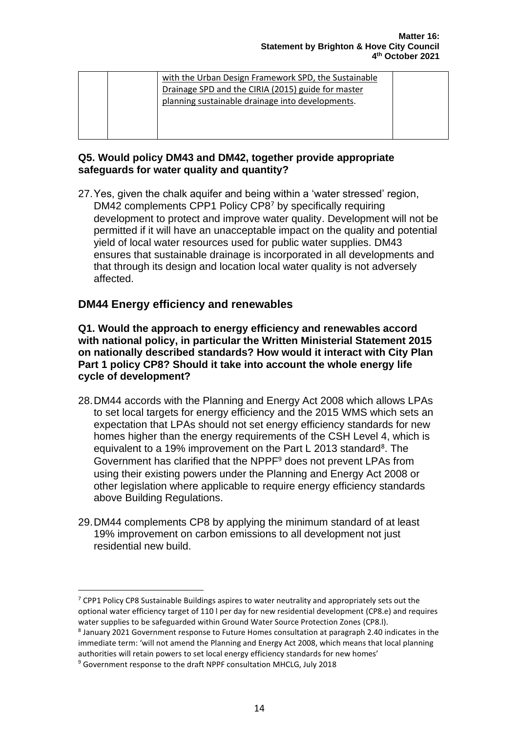| | | with the Urban Design Framework SPD, the Sustainable Drainage SPD and the CIRIA (2015) guide for master planning sustainable drainage into developments. | |
|---|---|---|---|

**Q5. Would policy DM43 and DM42, together provide appropriate safeguards for water quality and quantity?**

27. Yes, given the chalk aquifer and being within a 'water stressed' region, DM42 complements CPP1 Policy CP8[7] by specifically requiring development to protect and improve water quality. Development will not be permitted if it will have an unacceptable impact on the quality and potential yield of local water resources used for public water supplies. DM43 ensures that sustainable drainage is incorporated in all developments and that through its design and location local water quality is not adversely affected.

## DM44 Energy efficiency and renewables

**Q1. Would the approach to energy efficiency and renewables accord with national policy, in particular the Written Ministerial Statement 2015 on nationally described standards? How would it interact with City Plan Part 1 policy CP8? Should it take into account the whole energy life cycle of development?**

28. DM44 accords with the Planning and Energy Act 2008 which allows LPAs to set local targets for energy efficiency and the 2015 WMS which sets an expectation that LPAs should not set energy efficiency standards for new homes higher than the energy requirements of the CSH Level 4, which is equivalent to a 19% improvement on the Part L 2013 standard[8]. The Government has clarified that the NPPF[9] does not prevent LPAs from using their existing powers under the Planning and Energy Act 2008 or other legislation where applicable to require energy efficiency standards above Building Regulations.

29. DM44 complements CP8 by applying the minimum standard of at least 19% improvement on carbon emissions to all development not just residential new build.

---

[7] CPP1 Policy CP8 Sustainable Buildings aspires to water neutrality and appropriately sets out the optional water efficiency target of 110 l per day for new residential development (CP8.e) and requires water supplies to be safeguarded within Ground Water Source Protection Zones (CP8.l).

[8] January 2021 Government response to Future Homes consultation at paragraph 2.40 indicates in the immediate term: 'will not amend the Planning and Energy Act 2008, which means that local planning authorities will retain powers to set local energy efficiency standards for new homes'

[9] Government response to the draft NPPF consultation MHCLG, July 2018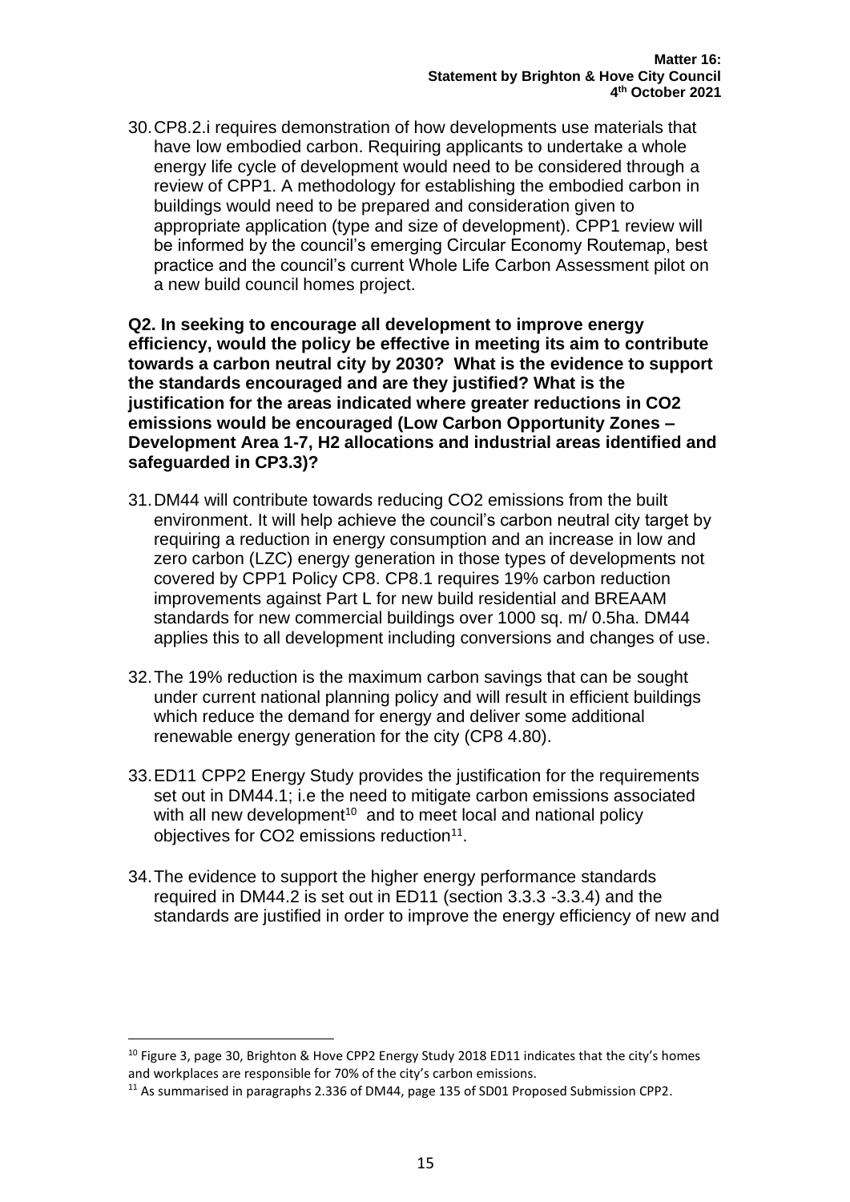30. CP8.2.i requires demonstration of how developments use materials that have low embodied carbon. Requiring applicants to undertake a whole energy life cycle of development would need to be considered through a review of CPP1. A methodology for establishing the embodied carbon in buildings would need to be prepared and consideration given to appropriate application (type and size of development). CPP1 review will be informed by the council's emerging Circular Economy Routemap, best practice and the council's current Whole Life Carbon Assessment pilot on a new build council homes project.

**Q2. In seeking to encourage all development to improve energy efficiency, would the policy be effective in meeting its aim to contribute towards a carbon neutral city by 2030? What is the evidence to support the standards encouraged and are they justified? What is the justification for the areas indicated where greater reductions in CO2 emissions would be encouraged (Low Carbon Opportunity Zones – Development Area 1-7, H2 allocations and industrial areas identified and safeguarded in CP3.3)?**

31. DM44 will contribute towards reducing CO2 emissions from the built environment. It will help achieve the council's carbon neutral city target by requiring a reduction in energy consumption and an increase in low and zero carbon (LZC) energy generation in those types of developments not covered by CPP1 Policy CP8. CP8.1 requires 19% carbon reduction improvements against Part L for new build residential and BREAAM standards for new commercial buildings over 1000 sq. m/ 0.5ha. DM44 applies this to all development including conversions and changes of use.

32. The 19% reduction is the maximum carbon savings that can be sought under current national planning policy and will result in efficient buildings which reduce the demand for energy and deliver some additional renewable energy generation for the city (CP8 4.80).

33. ED11 CPP2 Energy Study provides the justification for the requirements set out in DM44.1; i.e the need to mitigate carbon emissions associated with all new development[10] and to meet local and national policy objectives for CO2 emissions reduction[11].

34. The evidence to support the higher energy performance standards required in DM44.2 is set out in ED11 (section 3.3.3 -3.3.4) and the standards are justified in order to improve the energy efficiency of new and

---

[10] Figure 3, page 30, Brighton & Hove CPP2 Energy Study 2018 ED11 indicates that the city's homes and workplaces are responsible for 70% of the city's carbon emissions.

[11] As summarised in paragraphs 2.336 of DM44, page 135 of SD01 Proposed Submission CPP2.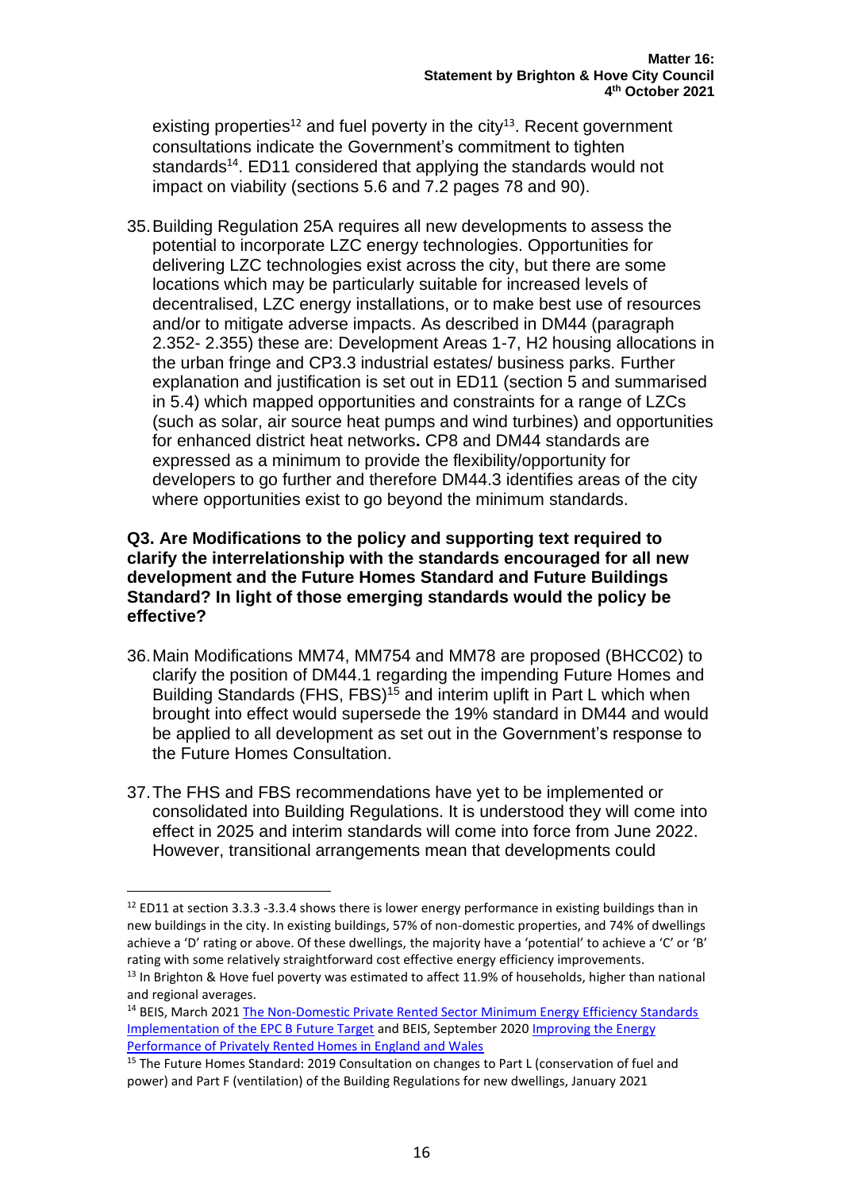existing properties[12] and fuel poverty in the city[13]. Recent government consultations indicate the Government's commitment to tighten standards[14]. ED11 considered that applying the standards would not impact on viability (sections 5.6 and 7.2 pages 78 and 90).

35. Building Regulation 25A requires all new developments to assess the potential to incorporate LZC energy technologies. Opportunities for delivering LZC technologies exist across the city, but there are some locations which may be particularly suitable for increased levels of decentralised, LZC energy installations, or to make best use of resources and/or to mitigate adverse impacts. As described in DM44 (paragraph 2.352- 2.355) these are: Development Areas 1-7, H2 housing allocations in the urban fringe and CP3.3 industrial estates/ business parks. Further explanation and justification is set out in ED11 (section 5 and summarised in 5.4) which mapped opportunities and constraints for a range of LZCs (such as solar, air source heat pumps and wind turbines) and opportunities for enhanced district heat networks**.** CP8 and DM44 standards are expressed as a minimum to provide the flexibility/opportunity for developers to go further and therefore DM44.3 identifies areas of the city where opportunities exist to go beyond the minimum standards.

**Q3. Are Modifications to the policy and supporting text required to clarify the interrelationship with the standards encouraged for all new development and the Future Homes Standard and Future Buildings Standard? In light of those emerging standards would the policy be effective?**

36. Main Modifications MM74, MM754 and MM78 are proposed (BHCC02) to clarify the position of DM44.1 regarding the impending Future Homes and Building Standards (FHS, FBS)[15] and interim uplift in Part L which when brought into effect would supersede the 19% standard in DM44 and would be applied to all development as set out in the Government's response to the Future Homes Consultation.

37. The FHS and FBS recommendations have yet to be implemented or consolidated into Building Regulations. It is understood they will come into effect in 2025 and interim standards will come into force from June 2022. However, transitional arrangements mean that developments could

---

[12] ED11 at section 3.3.3 -3.3.4 shows there is lower energy performance in existing buildings than in new buildings in the city. In existing buildings, 57% of non-domestic properties, and 74% of dwellings achieve a 'D' rating or above. Of these dwellings, the majority have a 'potential' to achieve a 'C' or 'B' rating with some relatively straightforward cost effective energy efficiency improvements.

[13] In Brighton & Hove fuel poverty was estimated to affect 11.9% of households, higher than national and regional averages.

[14] BEIS, March 2021 The Non-Domestic Private Rented Sector Minimum Energy Efficiency Standards Implementation of the EPC B Future Target and BEIS, September 2020 Improving the Energy Performance of Privately Rented Homes in England and Wales

[15] The Future Homes Standard: 2019 Consultation on changes to Part L (conservation of fuel and power) and Part F (ventilation) of the Building Regulations for new dwellings, January 2021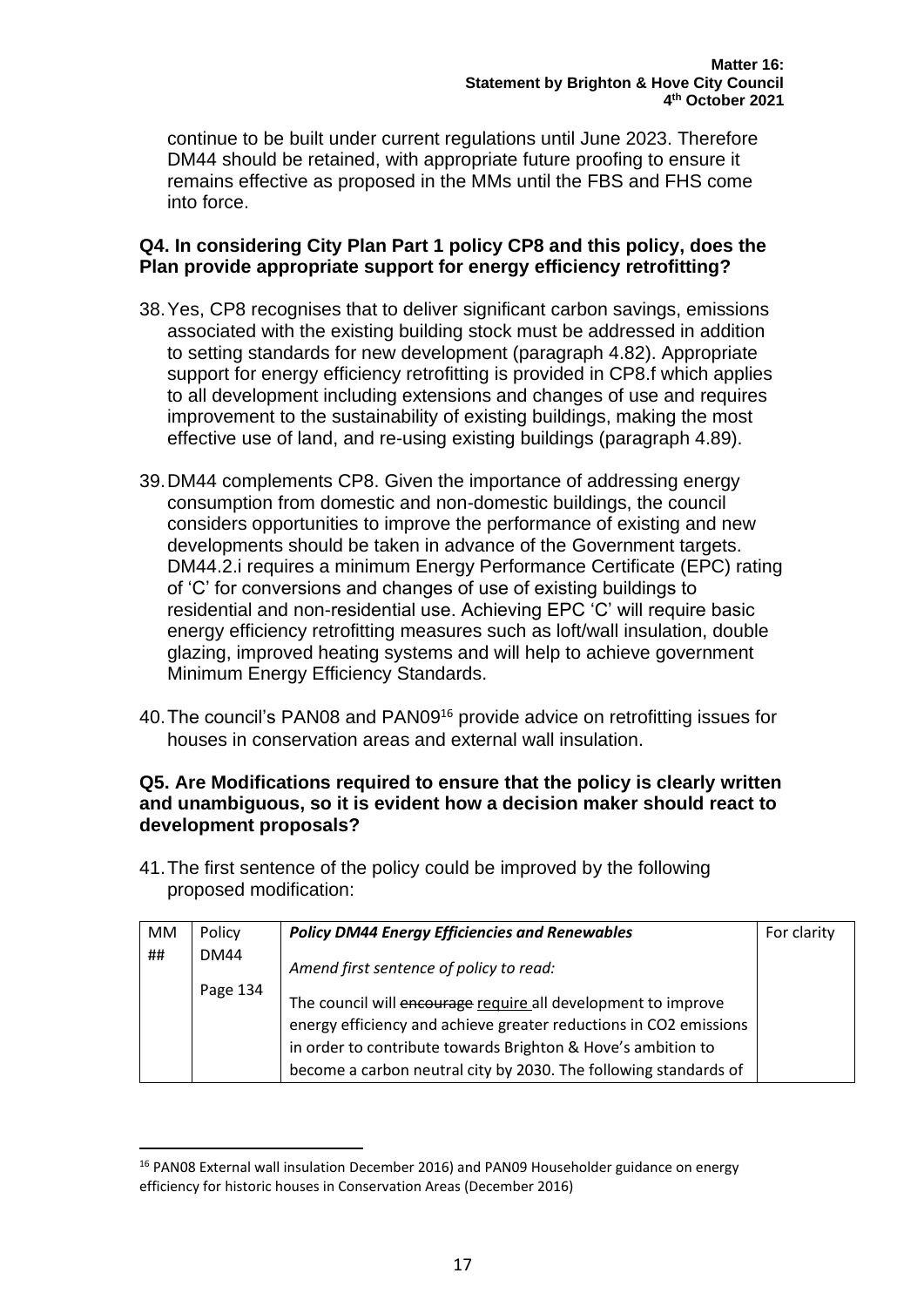continue to be built under current regulations until June 2023. Therefore DM44 should be retained, with appropriate future proofing to ensure it remains effective as proposed in the MMs until the FBS and FHS come into force.

**Q4. In considering City Plan Part 1 policy CP8 and this policy, does the Plan provide appropriate support for energy efficiency retrofitting?**

38. Yes, CP8 recognises that to deliver significant carbon savings, emissions associated with the existing building stock must be addressed in addition to setting standards for new development (paragraph 4.82). Appropriate support for energy efficiency retrofitting is provided in CP8.f which applies to all development including extensions and changes of use and requires improvement to the sustainability of existing buildings, making the most effective use of land, and re-using existing buildings (paragraph 4.89).

39. DM44 complements CP8. Given the importance of addressing energy consumption from domestic and non-domestic buildings, the council considers opportunities to improve the performance of existing and new developments should be taken in advance of the Government targets. DM44.2.i requires a minimum Energy Performance Certificate (EPC) rating of 'C' for conversions and changes of use of existing buildings to residential and non-residential use. Achieving EPC 'C' will require basic energy efficiency retrofitting measures such as loft/wall insulation, double glazing, improved heating systems and will help to achieve government Minimum Energy Efficiency Standards.

40. The council's PAN08 and PAN09[16] provide advice on retrofitting issues for houses in conservation areas and external wall insulation.

**Q5. Are Modifications required to ensure that the policy is clearly written and unambiguous, so it is evident how a decision maker should react to development proposals?**

41. The first sentence of the policy could be improved by the following proposed modification:

| MM ## | Policy DM44 Page 134 | ***Policy DM44 Energy Efficiencies and Renewables*** *Amend first sentence of policy to read:* The council will ~~encourage~~ <u>require</u> all development to improve energy efficiency and achieve greater reductions in $CO_2$ emissions in order to contribute towards Brighton & Hove's ambition to become a carbon neutral city by 2030. The following standards of | For clarity |
|---|---|---|---|

[16] PAN08 External wall insulation December 2016) and PAN09 Householder guidance on energy efficiency for historic houses in Conservation Areas (December 2016)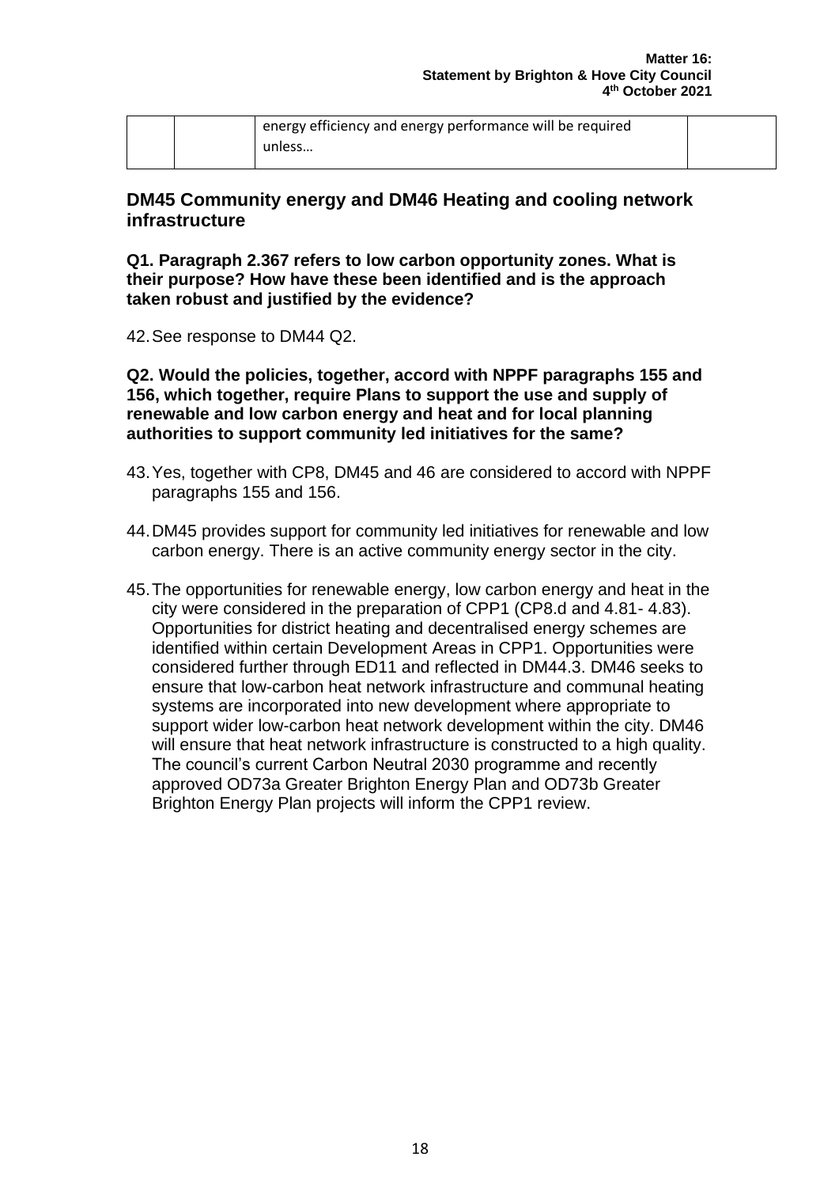| | | | |
|---|---|---|---|
| | | energy efficiency and energy performance will be required unless… | |

## DM45 Community energy and DM46 Heating and cooling network infrastructure

**Q1. Paragraph 2.367 refers to low carbon opportunity zones. What is their purpose? How have these been identified and is the approach taken robust and justified by the evidence?**

42. See response to DM44 Q2.

**Q2. Would the policies, together, accord with NPPF paragraphs 155 and 156, which together, require Plans to support the use and supply of renewable and low carbon energy and heat and for local planning authorities to support community led initiatives for the same?**

43. Yes, together with CP8, DM45 and 46 are considered to accord with NPPF paragraphs 155 and 156.

44. DM45 provides support for community led initiatives for renewable and low carbon energy. There is an active community energy sector in the city.

45. The opportunities for renewable energy, low carbon energy and heat in the city were considered in the preparation of CPP1 (CP8.d and 4.81- 4.83). Opportunities for district heating and decentralised energy schemes are identified within certain Development Areas in CPP1. Opportunities were considered further through ED11 and reflected in DM44.3. DM46 seeks to ensure that low-carbon heat network infrastructure and communal heating systems are incorporated into new development where appropriate to support wider low-carbon heat network development within the city. DM46 will ensure that heat network infrastructure is constructed to a high quality. The council's current Carbon Neutral 2030 programme and recently approved OD73a Greater Brighton Energy Plan and OD73b Greater Brighton Energy Plan projects will inform the CPP1 review.